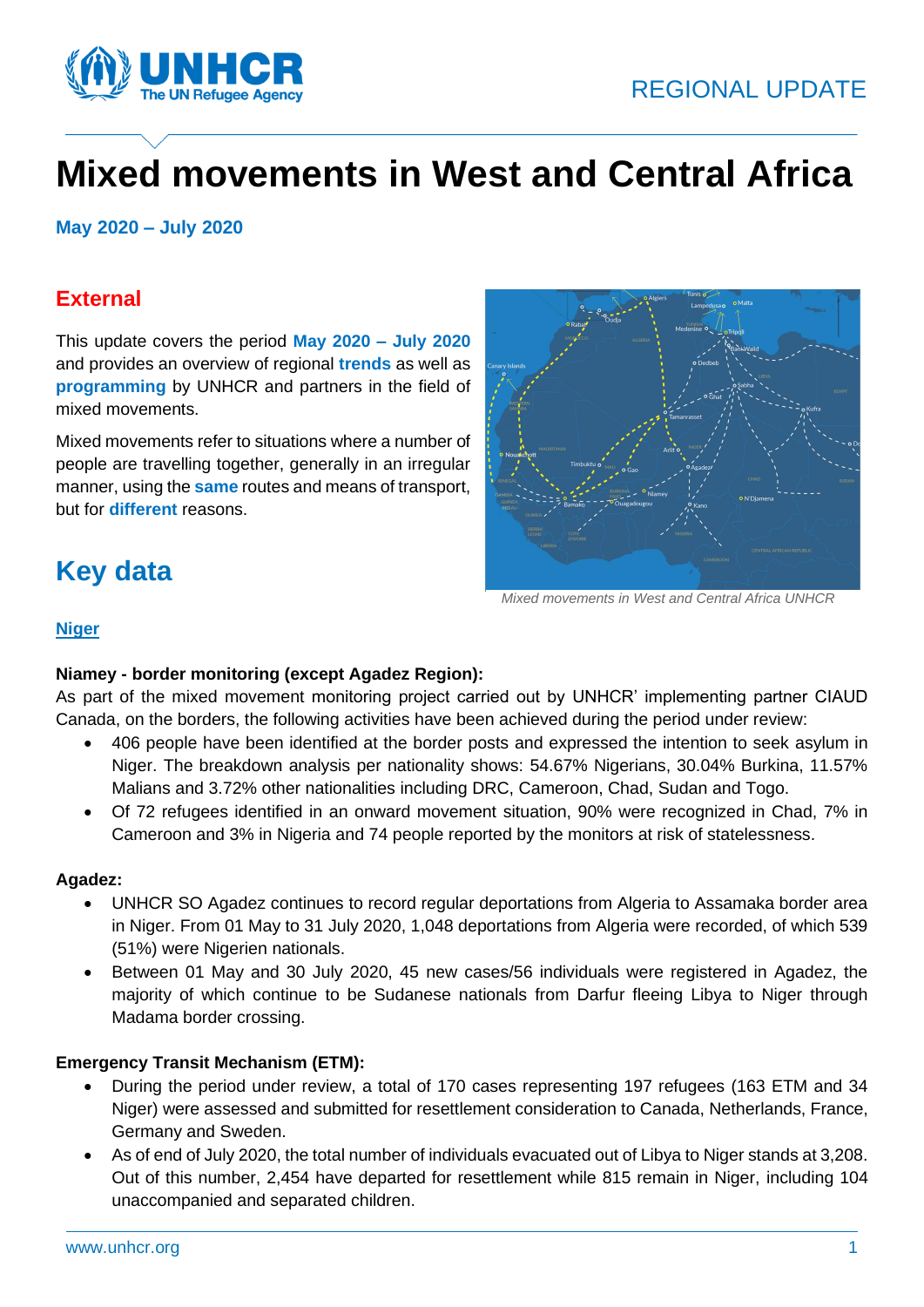REGIONAL UPDATE

# Mixed movements in West and Central Africa

**May 2020 – July 2020**

## External

This update covers the period **May 2020 – July 2020** and provides an overview of regional **trends** as well as **programming** by UNHCR and partners in the field of mixed movements.

Mixed movements refer to situations where a number of people are travelling together, generally in an irregular manner, using the **same** routes and means of transport, but for **different** reasons.

*Mixed movements in West and Central Africa UNHCR*

## Key data

### Niger

**Niamey - border monitoring (except Agadez Region):**

As part of the mixed movement monitoring project carried out by UNHCR' implementing partner CIAUD Canada, on the borders, the following activities have been achieved during the period under review:

- 406 people have been identified at the border posts and expressed the intention to seek asylum in Niger. The breakdown analysis per nationality shows: 54.67% Nigerians, 30.04% Burkina, 11.57% Malians and 3.72% other nationalities including DRC, Cameroon, Chad, Sudan and Togo.
- Of 72 refugees identified in an onward movement situation, 90% were recognized in Chad, 7% in Cameroon and 3% in Nigeria and 74 people reported by the monitors at risk of statelessness.

**Agadez:**

- UNHCR SO Agadez continues to record regular deportations from Algeria to Assamaka border area in Niger. From 01 May to 31 July 2020, 1,048 deportations from Algeria were recorded, of which 539 (51%) were Nigerien nationals.
- Between 01 May and 30 July 2020, 45 new cases/56 individuals were registered in Agadez, the majority of which continue to be Sudanese nationals from Darfur fleeing Libya to Niger through Madama border crossing.

**Emergency Transit Mechanism (ETM):**

- During the period under review, a total of 170 cases representing 197 refugees (163 ETM and 34 Niger) were assessed and submitted for resettlement consideration to Canada, Netherlands, France, Germany and Sweden.
- As of end of July 2020, the total number of individuals evacuated out of Libya to Niger stands at 3,208. Out of this number, 2,454 have departed for resettlement while 815 remain in Niger, including 104 unaccompanied and separated children.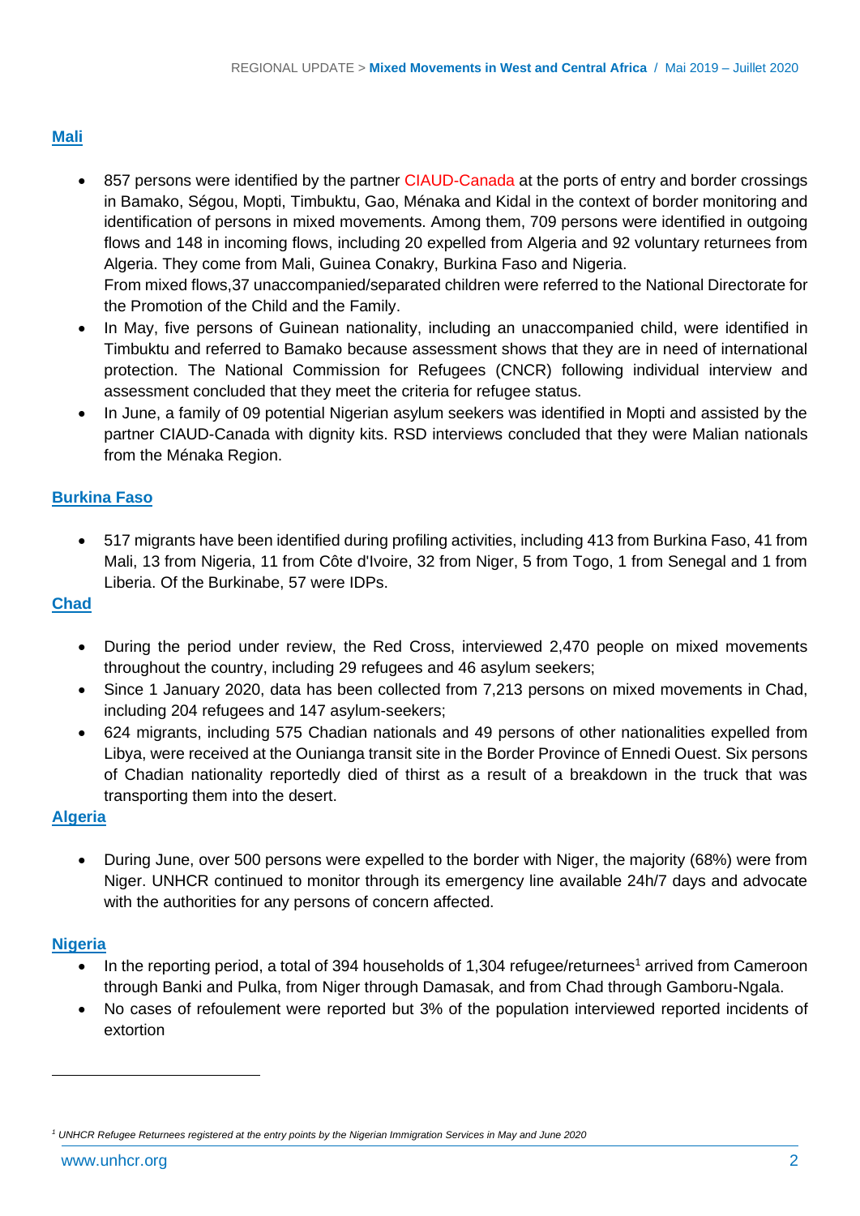## Mali

- 857 persons were identified by the partner CIAUD-Canada at the ports of entry and border crossings in Bamako, Ségou, Mopti, Timbuktu, Gao, Ménaka and Kidal in the context of border monitoring and identification of persons in mixed movements. Among them, 709 persons were identified in outgoing flows and 148 in incoming flows, including 20 expelled from Algeria and 92 voluntary returnees from Algeria. They come from Mali, Guinea Conakry, Burkina Faso and Nigeria.
  From mixed flows,37 unaccompanied/separated children were referred to the National Directorate for the Promotion of the Child and the Family.
- In May, five persons of Guinean nationality, including an unaccompanied child, were identified in Timbuktu and referred to Bamako because assessment shows that they are in need of international protection. The National Commission for Refugees (CNCR) following individual interview and assessment concluded that they meet the criteria for refugee status.
- In June, a family of 09 potential Nigerian asylum seekers was identified in Mopti and assisted by the partner CIAUD-Canada with dignity kits. RSD interviews concluded that they were Malian nationals from the Ménaka Region.

## Burkina Faso

- 517 migrants have been identified during profiling activities, including 413 from Burkina Faso, 41 from Mali, 13 from Nigeria, 11 from Côte d'Ivoire, 32 from Niger, 5 from Togo, 1 from Senegal and 1 from Liberia. Of the Burkinabe, 57 were IDPs.

## Chad

- During the period under review, the Red Cross, interviewed 2,470 people on mixed movements throughout the country, including 29 refugees and 46 asylum seekers;
- Since 1 January 2020, data has been collected from 7,213 persons on mixed movements in Chad, including 204 refugees and 147 asylum-seekers;
- 624 migrants, including 575 Chadian nationals and 49 persons of other nationalities expelled from Libya, were received at the Ounianga transit site in the Border Province of Ennedi Ouest. Six persons of Chadian nationality reportedly died of thirst as a result of a breakdown in the truck that was transporting them into the desert.

## Algeria

- During June, over 500 persons were expelled to the border with Niger, the majority (68%) were from Niger. UNHCR continued to monitor through its emergency line available 24h/7 days and advocate with the authorities for any persons of concern affected.

## Nigeria

- In the reporting period, a total of 394 households of 1,304 refugee/returnees[1] arrived from Cameroon through Banki and Pulka, from Niger through Damasak, and from Chad through Gamboru-Ngala.
- No cases of refoulement were reported but 3% of the population interviewed reported incidents of extortion

---

[1] *UNHCR Refugee Returnees registered at the entry points by the Nigerian Immigration Services in May and June 2020*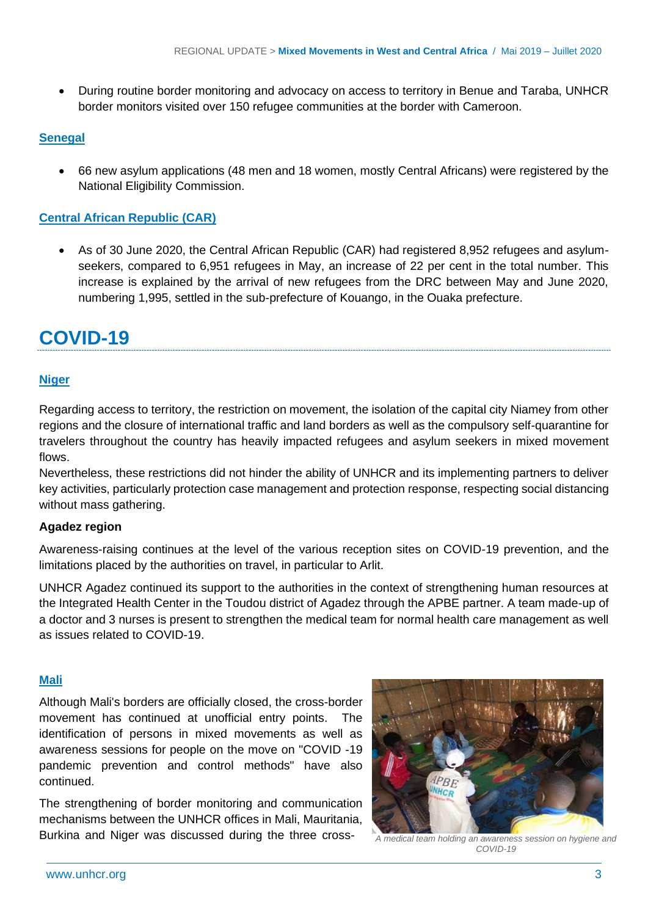- During routine border monitoring and advocacy on access to territory in Benue and Taraba, UNHCR border monitors visited over 150 refugee communities at the border with Cameroon.

### Senegal

- 66 new asylum applications (48 men and 18 women, mostly Central Africans) were registered by the National Eligibility Commission.

### Central African Republic (CAR)

- As of 30 June 2020, the Central African Republic (CAR) had registered 8,952 refugees and asylum-seekers, compared to 6,951 refugees in May, an increase of 22 per cent in the total number. This increase is explained by the arrival of new refugees from the DRC between May and June 2020, numbering 1,995, settled in the sub-prefecture of Kouango, in the Ouaka prefecture.

## COVID-19

### Niger

Regarding access to territory, the restriction on movement, the isolation of the capital city Niamey from other regions and the closure of international traffic and land borders as well as the compulsory self-quarantine for travelers throughout the country has heavily impacted refugees and asylum seekers in mixed movement flows.
Nevertheless, these restrictions did not hinder the ability of UNHCR and its implementing partners to deliver key activities, particularly protection case management and protection response, respecting social distancing without mass gathering.

**Agadez region**

Awareness-raising continues at the level of the various reception sites on COVID-19 prevention, and the limitations placed by the authorities on travel, in particular to Arlit.

UNHCR Agadez continued its support to the authorities in the context of strengthening human resources at the Integrated Health Center in the Toudou district of Agadez through the APBE partner. A team made-up of a doctor and 3 nurses is present to strengthen the medical team for normal health care management as well as issues related to COVID-19.

### Mali

Although Mali's borders are officially closed, the cross-border movement has continued at unofficial entry points. The identification of persons in mixed movements as well as awareness sessions for people on the move on "COVID -19 pandemic prevention and control methods" have also continued.

The strengthening of border monitoring and communication mechanisms between the UNHCR offices in Mali, Mauritania, Burkina and Niger was discussed during the three cross-

*A medical team holding an awareness session on hygiene and COVID-19*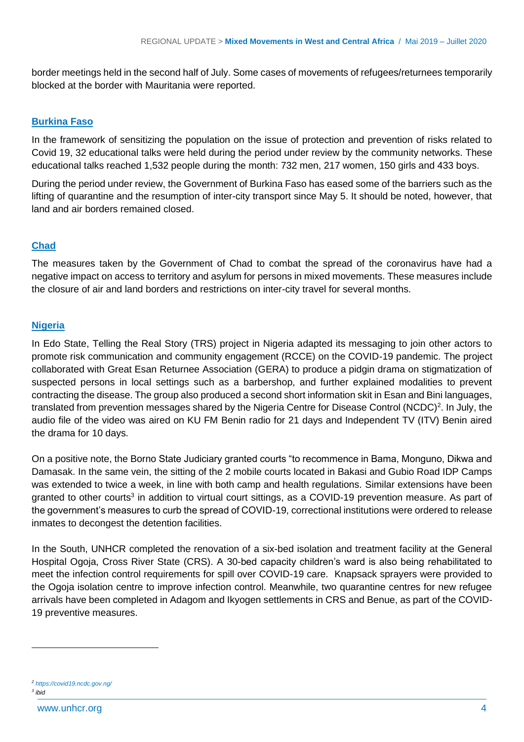border meetings held in the second half of July. Some cases of movements of refugees/returnees temporarily blocked at the border with Mauritania were reported.

## Burkina Faso

In the framework of sensitizing the population on the issue of protection and prevention of risks related to Covid 19, 32 educational talks were held during the period under review by the community networks. These educational talks reached 1,532 people during the month: 732 men, 217 women, 150 girls and 433 boys.

During the period under review, the Government of Burkina Faso has eased some of the barriers such as the lifting of quarantine and the resumption of inter-city transport since May 5. It should be noted, however, that land and air borders remained closed.

## Chad

The measures taken by the Government of Chad to combat the spread of the coronavirus have had a negative impact on access to territory and asylum for persons in mixed movements. These measures include the closure of air and land borders and restrictions on inter-city travel for several months.

## Nigeria

In Edo State, Telling the Real Story (TRS) project in Nigeria adapted its messaging to join other actors to promote risk communication and community engagement (RCCE) on the COVID-19 pandemic. The project collaborated with Great Esan Returnee Association (GERA) to produce a pidgin drama on stigmatization of suspected persons in local settings such as a barbershop, and further explained modalities to prevent contracting the disease. The group also produced a second short information skit in Esan and Bini languages, translated from prevention messages shared by the Nigeria Centre for Disease Control (NCDC)[2]. In July, the audio file of the video was aired on KU FM Benin radio for 21 days and Independent TV (ITV) Benin aired the drama for 10 days.

On a positive note, the Borno State Judiciary granted courts "to recommence in Bama, Monguno, Dikwa and Damasak. In the same vein, the sitting of the 2 mobile courts located in Bakasi and Gubio Road IDP Camps was extended to twice a week, in line with both camp and health regulations. Similar extensions have been granted to other courts[3] in addition to virtual court sittings, as a COVID-19 prevention measure. As part of the government's measures to curb the spread of COVID-19, correctional institutions were ordered to release inmates to decongest the detention facilities.

In the South, UNHCR completed the renovation of a six-bed isolation and treatment facility at the General Hospital Ogoja, Cross River State (CRS). A 30-bed capacity children's ward is also being rehabilitated to meet the infection control requirements for spill over COVID-19 care. Knapsack sprayers were provided to the Ogoja isolation centre to improve infection control. Meanwhile, two quarantine centres for new refugee arrivals have been completed in Adagom and Ikyogen settlements in CRS and Benue, as part of the COVID-19 preventive measures.

---

[2] *https://covid19.ncdc.gov.ng/*

[3] *ibid*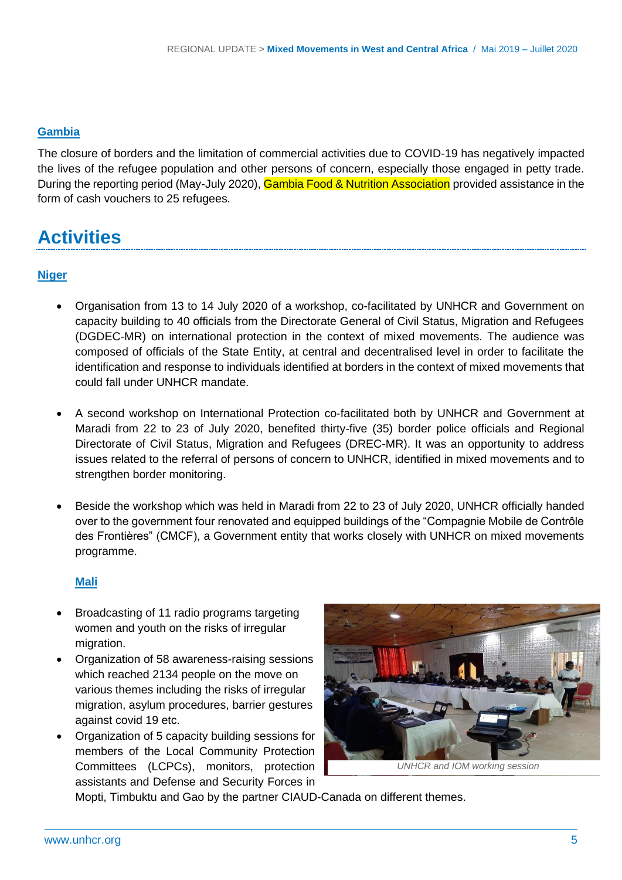### Gambia

The closure of borders and the limitation of commercial activities due to COVID-19 has negatively impacted the lives of the refugee population and other persons of concern, especially those engaged in petty trade. During the reporting period (May-July 2020), Gambia Food & Nutrition Association provided assistance in the form of cash vouchers to 25 refugees.

# Activities

### Niger

- Organisation from 13 to 14 July 2020 of a workshop, co-facilitated by UNHCR and Government on capacity building to 40 officials from the Directorate General of Civil Status, Migration and Refugees (DGDEC-MR) on international protection in the context of mixed movements. The audience was composed of officials of the State Entity, at central and decentralised level in order to facilitate the identification and response to individuals identified at borders in the context of mixed movements that could fall under UNHCR mandate.

- A second workshop on International Protection co-facilitated both by UNHCR and Government at Maradi from 22 to 23 of July 2020, benefited thirty-five (35) border police officials and Regional Directorate of Civil Status, Migration and Refugees (DREC-MR). It was an opportunity to address issues related to the referral of persons of concern to UNHCR, identified in mixed movements and to strengthen border monitoring.

- Beside the workshop which was held in Maradi from 22 to 23 of July 2020, UNHCR officially handed over to the government four renovated and equipped buildings of the "Compagnie Mobile de Contrôle des Frontières" (CMCF), a Government entity that works closely with UNHCR on mixed movements programme.

### Mali

- Broadcasting of 11 radio programs targeting women and youth on the risks of irregular migration.
- Organization of 58 awareness-raising sessions which reached 2134 people on the move on various themes including the risks of irregular migration, asylum procedures, barrier gestures against covid 19 etc.
- Organization of 5 capacity building sessions for members of the Local Community Protection Committees (LCPCs), monitors, protection assistants and Defense and Security Forces in Mopti, Timbuktu and Gao by the partner CIAUD-Canada on different themes.

*UNHCR and IOM working session*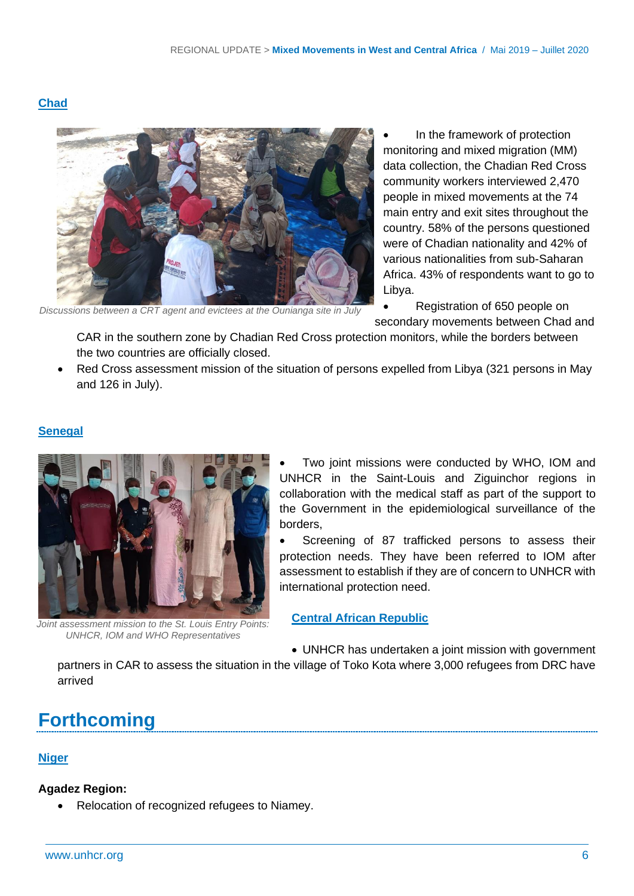### Chad

*Discussions between a CRT agent and evictees at the Ounianga site in July*

- In the framework of protection monitoring and mixed migration (MM) data collection, the Chadian Red Cross community workers interviewed 2,470 people in mixed movements at the 74 main entry and exit sites throughout the country. 58% of the persons questioned were of Chadian nationality and 42% of various nationalities from sub-Saharan Africa. 43% of respondents want to go to Libya.
- Registration of 650 people on secondary movements between Chad and CAR in the southern zone by Chadian Red Cross protection monitors, while the borders between the two countries are officially closed.
- Red Cross assessment mission of the situation of persons expelled from Libya (321 persons in May and 126 in July).

### Senegal

*Joint assessment mission to the St. Louis Entry Points: UNHCR, IOM and WHO Representatives*

- Two joint missions were conducted by WHO, IOM and UNHCR in the Saint-Louis and Ziguinchor regions in collaboration with the medical staff as part of the support to the Government in the epidemiological surveillance of the borders,
- Screening of 87 trafficked persons to assess their protection needs. They have been referred to IOM after assessment to establish if they are of concern to UNHCR with international protection need.

### Central African Republic

- UNHCR has undertaken a joint mission with government partners in CAR to assess the situation in the village of Toko Kota where 3,000 refugees from DRC have arrived

## Forthcoming

### Niger

**Agadez Region:**

- Relocation of recognized refugees to Niamey.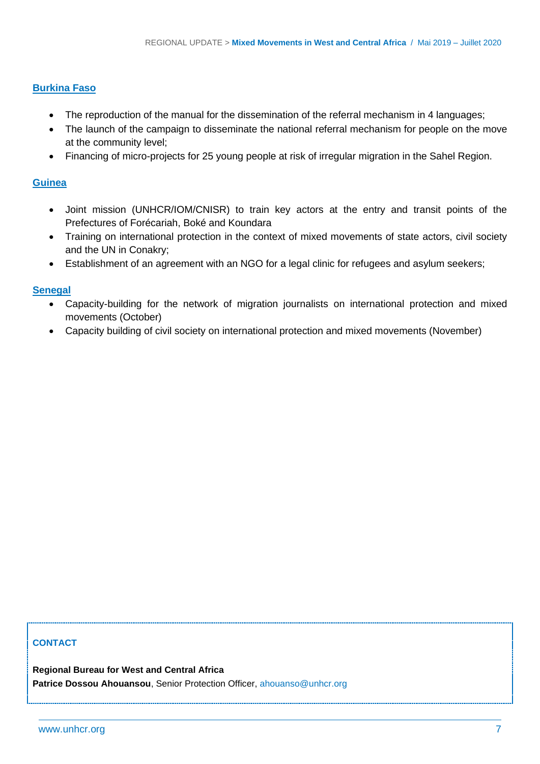### Burkina Faso

- The reproduction of the manual for the dissemination of the referral mechanism in 4 languages;
- The launch of the campaign to disseminate the national referral mechanism for people on the move at the community level;
- Financing of micro-projects for 25 young people at risk of irregular migration in the Sahel Region.

### Guinea

- Joint mission (UNHCR/IOM/CNISR) to train key actors at the entry and transit points of the Prefectures of Forécariah, Boké and Koundara
- Training on international protection in the context of mixed movements of state actors, civil society and the UN in Conakry;
- Establishment of an agreement with an NGO for a legal clinic for refugees and asylum seekers;

### Senegal

- Capacity-building for the network of migration journalists on international protection and mixed movements (October)
- Capacity building of civil society on international protection and mixed movements (November)

**CONTACT**

**Regional Bureau for West and Central Africa**
**Patrice Dossou Ahouansou**, Senior Protection Officer, ahouanso@unhcr.org